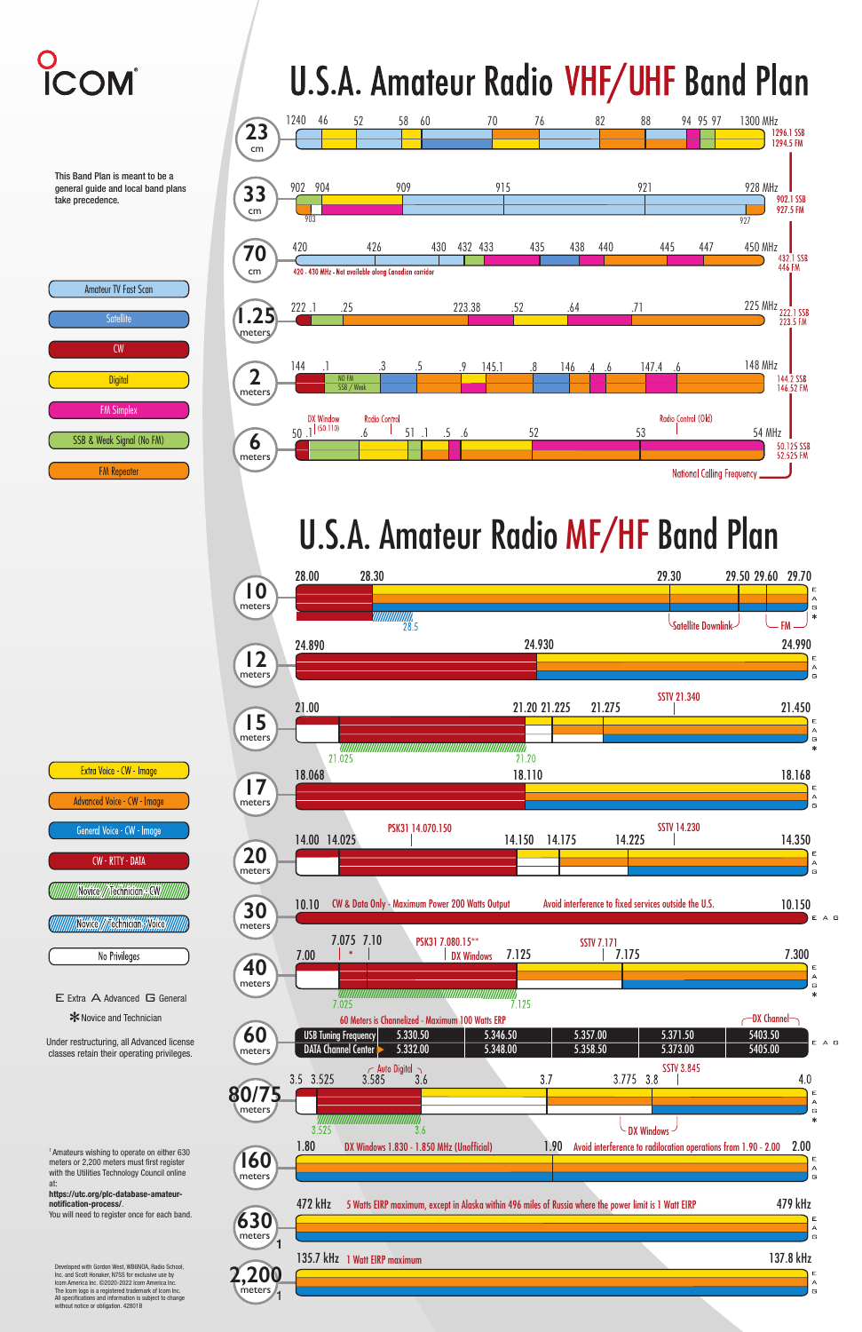ICOM

# U.S.A. Amateur Radio VHF/UHF Band Plan

This Band Plan is meant to be a general guide and local band plans take precedence.

**Legend:**
- Amateur TV Fast Scan
- Satellite
- CW
- Digital
- FM Simplex
- SSB & Weak Signal (No FM)
- FM Repeater

**23 cm:** 1240, 46, 52, 58, 60, 70, 76, 82, 88, 94, 95, 97, 1300 MHz — 1296.1 SSB, 1294.5 FM

**33 cm:** 902, 903, 904, 909, 915, 921, 927, 928 MHz — 902.1 SSB, 927.5 FM

**70 cm:** 420, 426, 430, 432, 433, 435, 438, 440, 445, 447, 450 MHz — 432.1 SSB, 446 FM
420 - 430 MHz - Not available along Canadian corridor

**1.25 meters:** 222, .1, .25, 223.38, .52, .64, .71, 225 MHz — 222.1 SSB, 223.5 FM

**2 meters:** 144, .1, .3, .5, .9, 145.1, .8, 146, .4, .6, 147.4, .6, 148 MHz — 144.2 SSB, 146.52 FM
NO FM, SSB / Weak

**6 meters:** 50, .1, .6, 51, .1, .5, .6, 52, 53, 54 MHz — 50.125 SSB, 52.525 FM
DX Window (50.110), Radio Control, Radio Control (Old), National Calling Frequency

# U.S.A. Amateur Radio MF/HF Band Plan

**Legend:**
- Extra Voice - CW - Image
- Advanced Voice - CW - Image
- General Voice - CW - Image
- CW - RTTY - DATA
- Novice / Technician - CW
- Novice / Technician - Voice
- No Privileges

E Extra A Advanced G General
* Novice and Technician

Under restructuring, all Advanced license classes retain their operating privileges.

**10 meters:** 28.00, 28.30, 28.5, 29.30, 29.50, 29.60, 29.70 — Satellite Downlink, FM — E A G *

**12 meters:** 24.890, 24.930, 24.990 — E A G

**15 meters:** 21.00, 21.025, 21.20, 21.225, 21.275, SSTV 21.340, 21.450 — E A G *

**17 meters:** 18.068, 18.110, 18.168 — E A G

**20 meters:** 14.00, 14.025, PSK31 14.070.150, 14.150, 14.175, 14.225, SSTV 14.230, 14.350 — E A G

**30 meters:** 10.10, CW & Data Only - Maximum Power 200 Watts Output, Avoid interference to fixed services outside the U.S., 10.150 — E A G

**40 meters:** 7.00, 7.025, 7.075, 7.10, PSK31 7.080.15**, DX Windows, 7.125, SSTV 7.171, 7.175, 7.300 — E A G *

**60 meters:** 60 Meters is Channelized - Maximum 100 Watts ERP — E A G

| | | | | | DX Channel |
|---|---|---|---|---|---|
| USB Tuning Frequency | 5.330.50 | 5.346.50 | 5.357.00 | 5.371.50 | 5403.50 |
| DATA Channel Center | 5.332.00 | 5.348.00 | 5.358.50 | 5.373.00 | 5405.00 |

**80/75 meters:** 3.5, 3.525, Auto Digital 3.585, 3.6, 3.7, 3.775, 3.8, SSTV 3.845, 4.0, DX Windows — E A G *

**160 meters:** 1.80, DX Windows 1.830 - 1.850 MHz (Unofficial), 1.90, Avoid interference to radiolocation operations from 1.90 - 2.00, 2.00 — E A G

**630 meters[1]:** 472 kHz, 5 Watts EIRP maximum, except in Alaska within 496 miles of Russia where the power limit is 1 Watt EIRP, 479 kHz — E A G

**2,200 meters[1]:** 135.7 kHz, 1 Watt EIRP maximum, 137.8 kHz — E A G

[1] Amateurs wishing to operate on either 630 meters or 2,200 meters must first register with the Utilities Technology Council online at: **https://utc.org/plc-database-amateur-notification-process/**. You will need to register once for each band.

Developed with Gordon West, WB6NOA, Radio School, Inc. and Scott Honaker, N7SS for exclusive use by Icom America Inc. ©2020-2022 Icom America Inc. The Icom logo is a registered trademark of Icom Inc. All specifications and information is subject to change without notice or obligation. 42801B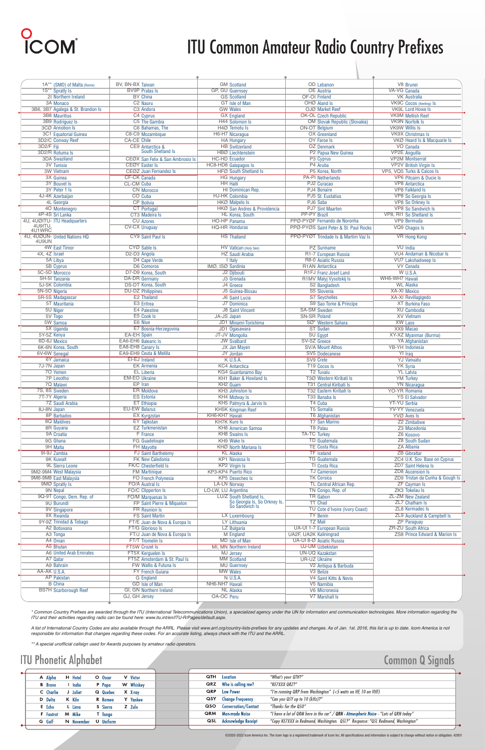# ICOM

# ITU Common Amateur Radio Country Prefixes

| | | | | |
|---|---|---|---|---|
| 1A** (SMO) of Malta (Rome) | BV, BN-BX Taiwan | GM Scotland | OD Lebanon | V8 Brunei |
| 1S** Spratly Is | BV9P Pratas Is | GP, GU Guernsey | OE Austria | VA-VG Canada |
| 2I Northern Ireland | BY China | GS Scotland | OF-OI Finland | VK Australia |
| 3A Monaco | C2 Nauru | GT Isle of Man | OHØ Aland Is | VK9C Cocos (Keeling) Is |
| 3B6, 3B7 Agalega & St. Brandon Is | C3 Andora | GW Wales | OJØ Market Reef | VK9L Lord Howe Is |
| 3B8 Mauritius | C4 Cyprus | GX England | OK-OL Czech Republic | VK9M Mellish Reef |
| 3B9 Rodriguez Is | C5 The Gambia | H44 Solomon Is | OM Slovak Republic (Slovakia) | VK9N Norfolk Is |
| 3CØ Annobon Is | C6 Bahamas, The | H4Ø Temotu Is | ON-OT Belgium | VK9W Willis Is |
| 3C1 Equatorial Guinea | C8-C9 Mozambique | H6-H7 Nicaragua | OX Greenland | VK9X Christmas Is |
| 3D2/C Conway Reef | CA-CE Chile | HA Hungary | OY Faroe Is | VKØ Heard Is & Macquarie Is |
| 3D2/F Fiji | CE9 Antarctica & South Shetland Is | HB Switzerland | OZ Denmark | VO Canada |
| 3D2/R Rotuma Is | | HBØ Liechtenstein | P2 Papua New Guinea | VP2E Anguilla |
| 3DA Swaziland | CEØX San Felix & San Ambrosio Is | HC-HD Ecuador | P3 Cyprus | VP2M Montserrat |
| 3V Tunisia | CEØY Easter Is | HC8-HD8 Galapagos Is | P4 Aruba | VP2V British Virgin Is |
| 3W Vietnam | CEØZ Juan Fernandez Is | HFØ South Shetland Is | P5 Korea, North | VP5, VQ5 Turks & Caicos Is |
| 3X Guinea | CF-CK Canada | HG Hungary | PA-PI Netherlands | VP6 Pitcairn & Ducie Is |
| 3Y Bouvet Is | CL-CM Cuba | HH Haiti | PJ2 Curacao | VP8 Antarctica |
| 3Y Peter 1 Is | CN Morocco | HI Dominican Rep. | PJ4 Bonaire | VP8 Falkland Is |
| 4J-4K Azerbaijan | CO Cuba | HJ-HK Colombia | PJ5 St. Eustatius | VP8 So Georgia Is |
| 4L Georgia | CP Bolivia | HKØ Malpelo Is | PJ6 Saba | VP8 So Orkney Is |
| 4O Montenegro | CT Portugal | HKØ San Andres & Providencia | PJ7 Sint Maarten | VP8 So Sandwich Is |
| 4P-4S Sri Lanka | CT3 Madeira Is | HL Korea, South | PP-PY Brazil | VP8, RI1 So Shetland Is |
| 4U, 4UØITU- 4U9ITU, 4U1WRC ITU Headquarters | CU Azores | HO-HP Panama | PPØ-PYØF Fernando de Noronha | VP9 Bermuda |
| | CV-CX Uruguay | HQ-HR Honduras | PPØ-PYØS Saint Peter & St. Paul Rocks | VQ9 Chagos Is |
| 4U, 4UØUN- 4U9UN United Nations HQ | CY9 Saint Paul Is | HS Thailand | PPØ-PYØT Trindade Is & Martim Vaz Is | VR Hong Kong |
| 4W East Timor | CYØ Sable Is | HV Vatican (Holy See) | PZ Suriname | VU India |
| 4X, 4Z Israel | D2-D3 Angola | HZ Saudi Arabia | R1-7 European Russia | VU4 Andaman & Nicobar Is |
| 5A Libya | D4 Cape Verde | I Italy | R8-0 Asiatic Russia | VU7 Lakshadweep Is |
| 5B Cyprus | D6 Comoros | IMØ, ISØ Sardinia | R1AN Antarctica | VY Canada |
| 5C-5D Morocco | D7-D9 Korea, South | J2 Djibouti | R1FJ Franz Josef Land | W U.S.A. |
| 5H-5I Tanzania | DA-DR Germany | J3 Grenada | R1MV Malyj Vysotskij Is | WH6-WH7 Hawaii |
| 5J-5K Colombia | DS-DT Korea, South | J4 Greece | S2 Bangladesh | WL Alaska |
| 5N-5O Nigeria | DU-DZ Philippines | J5 Guinea-Bissau | S5 Slovenia | XA-XI Mexico |
| 5R-5S Madagascar | E2 Thailand | J6 Saint Lucia | S7 Seychelles | XA-XI Revillagigedo |
| 5T Mauritania | E3 Eritrea | J7 Dominica | S9 Sao Tome & Principe | XT Burkina Faso |
| 5U Niger | E4 Palestine | J8 Saint Vincent | SA-SM Sweden | XU Cambodia |
| 5V Togo | E5 Cook Is | JA-JS Japan | SN-SR Poland | XV Vietnam |
| 5W Samoa | E6 Niue | JD1 Minami-Torishima | SØ* Western Sahara | XW Laos |
| 5X Uganda | E7 Bosnia-Herzegovina | JD1 Ogasawara | ST Sudan | XX9 Macao |
| 5Y-5Z Kenya | EA-EH Spain | JT-JV Mongolia | SU Egypt | XY-XZ Myanmar (Burma) |
| 6D-6J Mexico | EA6-EH6 Balearic Is | JW Svalbard | SV-SZ Greece | YA Afghanistan |
| 6K-6N Korea, South | EA8-EH8 Canary Is | JX Jan Mayen | SV/A Mount Athos | YB-YH Indonesia |
| 6V-6W Senegal | EA9-EH9 Ceuta & Melilla | JY Jordan | SV5 Dodecanese | YI Iraq |
| 6Y Jamaica | EI-EJ Ireland | K U.S.A. | SV9 Crete | YJ Vanuatu |
| 7J-7N Japan | EK Armenia | KC4 Antarctica | T19 Cocos Is | YK Syria |
| 7O Yemen | EL Liberia | KG4 Guantanamo Bay | T2 Tuvalu | YL Latvia |
| 7P Lesotho | EM-EO Ukraine | KH1 Baker & Howland Is | T3Ø Western Kiribati Is | YM Turkey |
| 7Q Malawi | EP Iran | KH2 Guam | T31 Central Kiribati Is | YN Nicaragua |
| 7S, 8S Sweden | ER Moldova | KH3 Johnston Is | T32 Eastern Kiribati Is | YO-YR Romania |
| 7T-7Y Algeria | ES Estonia | KH4 Midway Is | T33 Banaba Is | YS El Salvador |
| 7Z Saudi Arabia | ET Ethiopia | KH5 Palmyra & Jarvis Is | T4 Cuba | YT-YU Serbia |
| 8J-8N Japan | EU-EW Belarus | KH5K Kingman Reef | T5 Somalia | YV-YY Venezuela |
| 8P Barbados | EX Kyrgzstan | KH6-KH7 Hawaii | T6 Afghanistan | YVØ Aves Is |
| 8Q Maldives | EY Tajikstan | KH7K Kure Is | T7 San Marino | Z2 Zimbabwe |
| 8R Guyana | EZ Turkmenistan | KH8 American Samoa | T8 Palau | Z3 Macedonia |
| 9A Croatia | F France | KH8 Swains Is | TA-TC Turkey | Z6 Kosovo |
| 9G Ghana | FG Guadeloupe | KH9 Wake Is | TD Guatemala | Z8 South Sudan |
| 9H Malta | FH Mayotte | KHØ North Mariana Is | TE Costa Rica | ZA Albania |
| 9I-9J Zambia | FJ Saint Barthelemy | KL Alaska | TF Iceland | ZB Gibraltar |
| 9K Kuwait | FK New Caledonia | KP1 Navassa Is | TG Guatemala | ZC4 U.K. Sov. Base on Cyprus |
| 9L Sierra Leone | FK/C Chesterfield Is | KP2 Virgin Is | TI Costa Rica | ZD7 Saint Helena Is |
| 9M2-9M4 West Malaysia | FM Martinique | KP3-KP4 Puerto Rico | TJ Cameroon | ZD8 Ascension Is |
| 9M6-9M8 East Malaysia | FO French Polynesia | KP5 Desecheo Is | TK Corsica | ZD9 Tristan da Cunha & Gough Is |
| 9MØ Spratly Is | FO/A Austral Is | LA-LN Norway | TL Central African Rep. | ZF Cayman Is |
| 9N Nepal | FO/C Clipperton Is | LO-LW, L3 Argentina | TN Congo, Rep. of | ZK3 Tokelau Is |
| 9Q-9T Congo, Dem. Rep. of | FO/M Marquesas Is | LU/Z South Shetland Is, So Georgia Is, So Orkney Is, So Sandwich Is | TR Gabon | ZL-ZM New Zealand |
| 9U Burundi | FP Saint Pierre & Miquelon | | TT Chad | ZL7 Chatham Is |
| 9V Singapore | FR Reunion Is | | TU Cote d'Ivoire (Ivory Coast) | ZL8 Kermadec Is |
| 9X Rwanda | FS Saint Martin | LX Luxembourg | TY Benin | ZL9 Auckland & Campbell Is |
| 9Y-9Z Trinidad & Tobago | FT/E Juan de Nova & Europa Is | LY Lithuania | TZ Mali | ZP Paraguay |
| A2 Botswana | FT/G Glorioso Is | LZ Bulgaria | UA-UI 1-7 European Russia | ZR-ZU South Africa |
| A3 Tonga | FT/J Juan de Nova & Europa Is | M England | UA2F, UA2K Kaliningrad | ZS8 Prince Edward & Marion Is |
| A4 Oman | FT/T Tromelin Is | MD Isle of Man | UA-UI 8-Ø Asiatic Russia | |
| A5 Bhutan | FT5W Crozet Is | MI, MN Northern Ireland | UJ-UM Uzbekistan | |
| A6 United Arab Emirates | FT5X Kerguelen Is | MJ Jersey | UN-UQ Kazakstan | |
| A7 Qatar | FT5Z Amsterdam & St. Paul Is | MM Scotland | UR-UZ Ukraine | |
| A9 Bahrain | FW Wallis & Futuna Is | MU Guernsey | V2 Antiqua & Barbuda | |
| AA-AK U.S.A. | FY French Guiana | MW Wales | V3 Belize | |
| AP Pakistan | G England | N U.S.A. | V4 Saint Kitts & Nevis | |
| B China | GD Isle of Man | NH6-NH7 Hawaii | V5 Namibia | |
| BS7H Scarborough Reef | GI, GN Northern Ireland | NL Alaska | V6 Micronesia | |
| | GJ, GH Jersey | OA-OC Peru | V7 Marshall Is | |

*\* Common Country Prefixes are awarded through the ITU (International Telecommunications Union), a specialized agency under the UN for information and communication technologies. More information regarding the ITU and their activities regarding radio can be found here: www.itu.int/en/ITU-R/Pages/default.aspx.*

*A list of International Country Codes are also available through the ARRL. Please visit www.arrl.org/country-lists-prefixes for any updates and changes. As of Jan. 1st. 2016, this list is up to date. Icom America is not responsible for information that changes regarding these codes. For an accurate listing, always check with the ITU and the ARRL.*

*\*\* A special unofficial callsign used for Awards purposes by amateur radio operators.*

## ITU Phonetic Alphabet

| | | | |
|---|---|---|---|
| A Alpha | H Hotel | O Oscar | V Victor |
| B Bravo | I India | P Papa | W Whiskey |
| C Charlie | J Juliet | Q Quebec | X X-ray |
| D Delta | K Kilo | R Romeo | Y Yankee |
| E Echo | L Lima | S Sierra | Z Zulu |
| F Foxtrot | M Mike | T Tango | |
| G Golf | N November | U Uniform | |

## Common Q Signals

| | | |
|---|---|---|
| QTH | Location | *"What's your QTH?"* |
| QRZ | Who is calling me? | *"KE7XXX QRZ?"* |
| QRP | Low Power | *"I'm running QRP from Washington" (<5 watts on HF, 10 on VHF)* |
| QSY | Change Frequency | *"Can you QSY up to 10 (kHz)?"* |
| QSO | Conversation/Contact | *"Thanks for the QSO"* |
| QRM | Man-made Noise | *"I have a lot of QRM here in the car" / QRN - Atmospheric Noise - "Lots of QRN today"* |
| QSL | Acknowledge Receipt | *"Copy KE7XXX in Redmond, Washington. QSL?" Response: "QSL Redmond, Washington"* |

©2020-2022 Icom America Inc. The Icom logo is a registered trademark of Icom Inc. All specifications and information is subject to change without notice or obligation. 42801